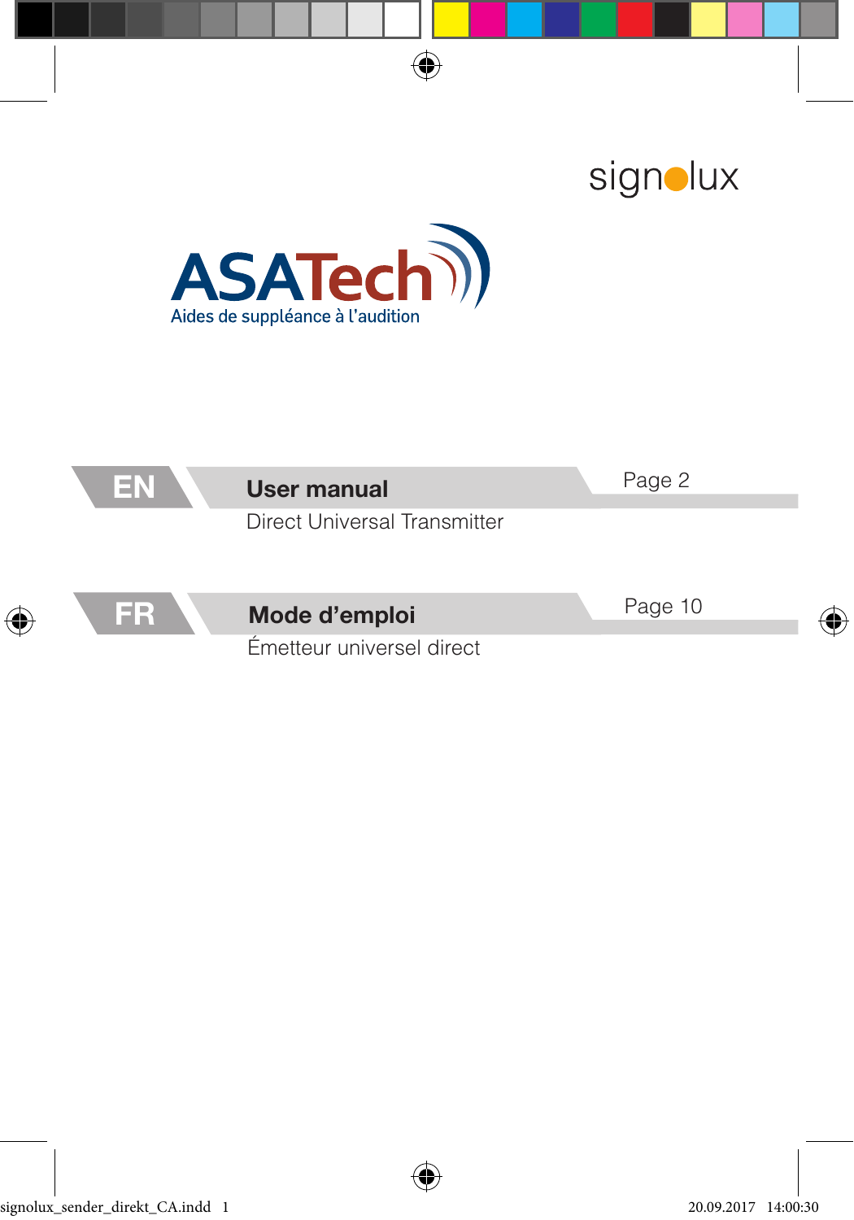signolux

ASATech
Aides de suppléance à l'audition

**EN** **User manual** Page 2

Direct Universal Transmitter

**FR** **Mode d'emploi** Page 10

Émetteur universel direct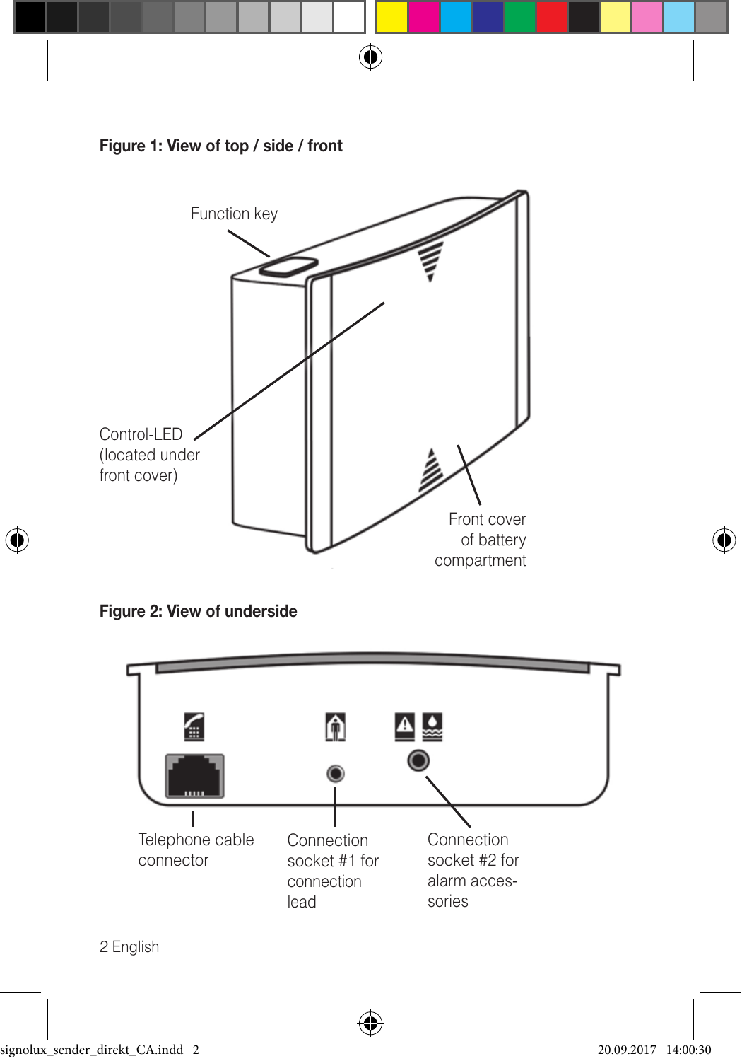**Figure 1: View of top / side / front**

Function key

Control-LED (located under front cover)

Front cover of battery compartment

**Figure 2: View of underside**

Telephone cable connector

Connection socket #1 for connection lead

Connection socket #2 for alarm accessories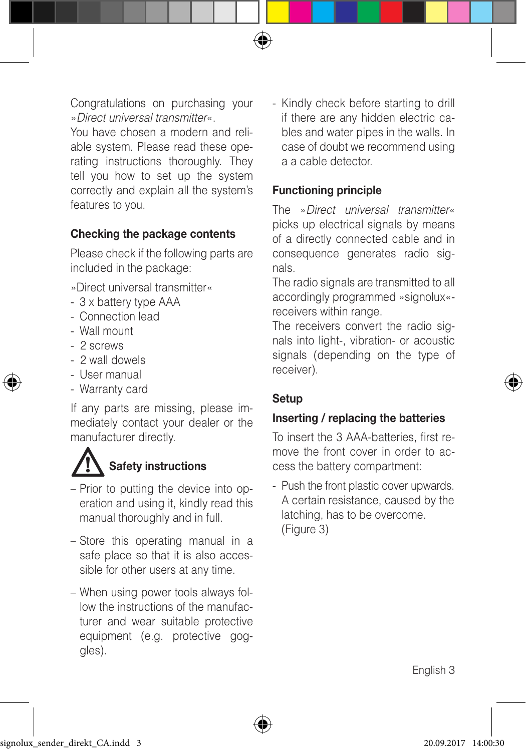Congratulations on purchasing your »*Direct universal transmitter*«.
You have chosen a modern and reliable system. Please read these operating instructions thoroughly. They tell you how to set up the system correctly and explain all the system's features to you.

## Checking the package contents

Please check if the following parts are included in the package:

»Direct universal transmitter«
- 3 x battery type AAA
- Connection lead
- Wall mount
- 2 screws
- 2 wall dowels
- User manual
- Warranty card

If any parts are missing, please immediately contact your dealer or the manufacturer directly.

## Safety instructions

– Prior to putting the device into operation and using it, kindly read this manual thoroughly and in full.

– Store this operating manual in a safe place so that it is also accessible for other users at any time.

– When using power tools always follow the instructions of the manufacturer and wear suitable protective equipment (e.g. protective goggles).

- Kindly check before starting to drill if there are any hidden electric cables and water pipes in the walls. In case of doubt we recommend using a a cable detector.

## Functioning principle

The »*Direct universal transmitter*« picks up electrical signals by means of a directly connected cable and in consequence generates radio signals.
The radio signals are transmitted to all accordingly programmed »signolux«-receivers within range.
The receivers convert the radio signals into light-, vibration- or acoustic signals (depending on the type of receiver).

## Setup

### Inserting / replacing the batteries

To insert the 3 AAA-batteries, first remove the front cover in order to access the battery compartment:

- Push the front plastic cover upwards. A certain resistance, caused by the latching, has to be overcome. (Figure 3)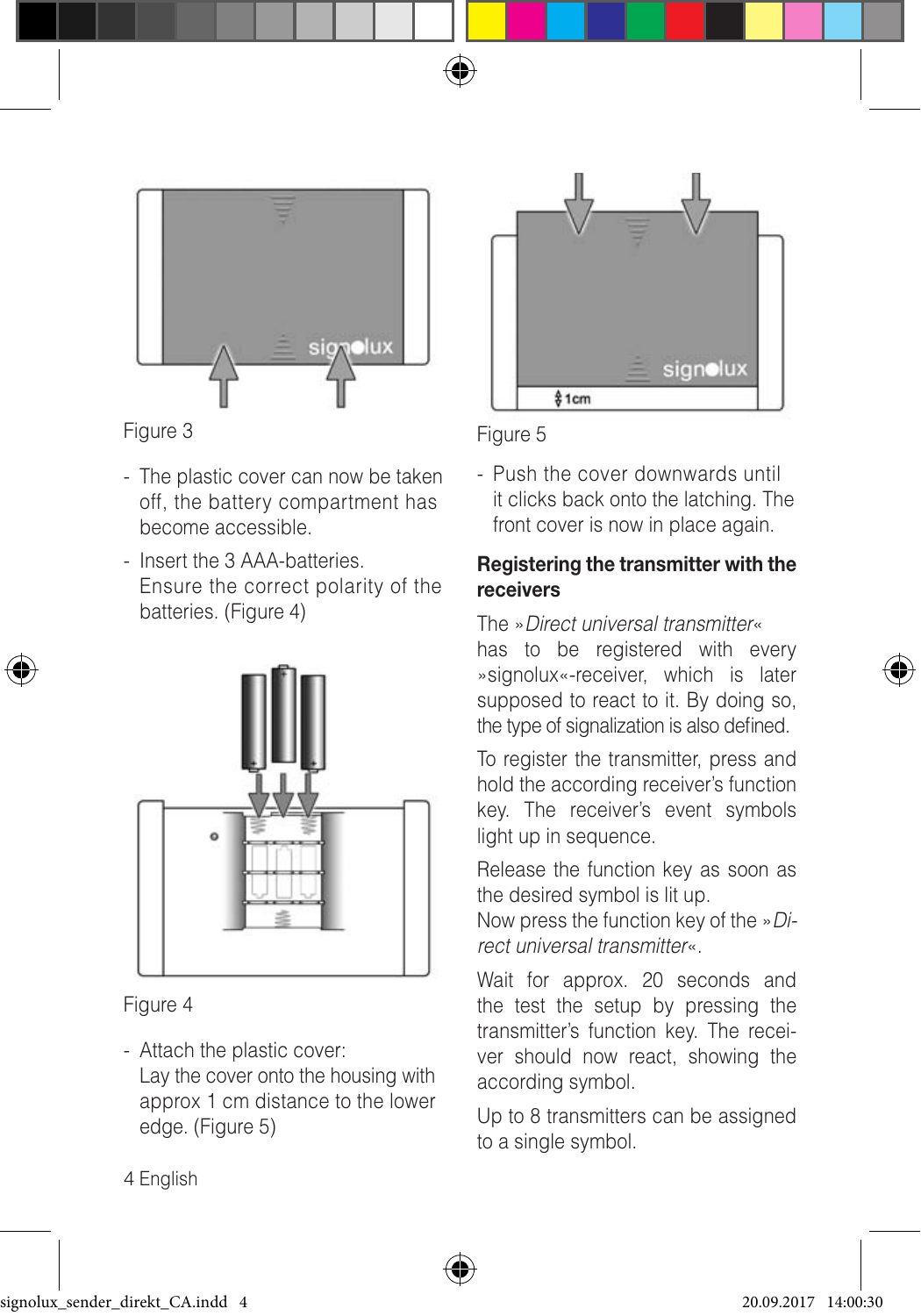Figure 3

- The plastic cover can now be taken off, the battery compartment has become accessible.
- Insert the 3 AAA-batteries. Ensure the correct polarity of the batteries. (Figure 4)

Figure 4

- Attach the plastic cover: Lay the cover onto the housing with approx 1 cm distance to the lower edge. (Figure 5)

Figure 5

- Push the cover downwards until it clicks back onto the latching. The front cover is now in place again.

## Registering the transmitter with the receivers

The »*Direct universal transmitter*« has to be registered with every »signolux«-receiver, which is later supposed to react to it. By doing so, the type of signalization is also defined.

To register the transmitter, press and hold the according receiver's function key. The receiver's event symbols light up in sequence.

Release the function key as soon as the desired symbol is lit up.
Now press the function key of the »*Direct universal transmitter*«.

Wait for approx. 20 seconds and the test the setup by pressing the transmitter's function key. The receiver should now react, showing the according symbol.

Up to 8 transmitters can be assigned to a single symbol.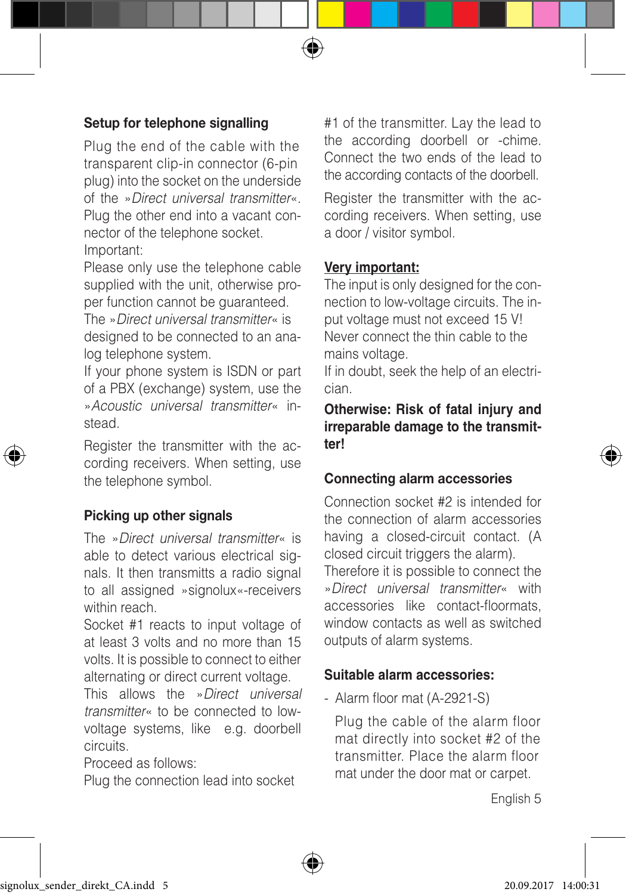### Setup for telephone signalling

Plug the end of the cable with the transparent clip-in connector (6-pin plug) into the socket on the underside of the »*Direct universal transmitter*«. Plug the other end into a vacant connector of the telephone socket.
Important:
Please only use the telephone cable supplied with the unit, otherwise proper function cannot be guaranteed.
The »*Direct universal transmitter*« is designed to be connected to an analog telephone system.
If your phone system is ISDN or part of a PBX (exchange) system, use the »*Acoustic universal transmitter*« instead.

Register the transmitter with the according receivers. When setting, use the telephone symbol.

### Picking up other signals

The »*Direct universal transmitter*« is able to detect various electrical signals. It then transmits a radio signal to all assigned »signolux«-receivers within reach.
Socket #1 reacts to input voltage of at least 3 volts and no more than 15 volts. It is possible to connect to either alternating or direct current voltage.
This allows the »*Direct universal transmitter*« to be connected to low-voltage systems, like e.g. doorbell circuits.
Proceed as follows:
Plug the connection lead into socket #1 of the transmitter. Lay the lead to the according doorbell or -chime. Connect the two ends of the lead to the according contacts of the doorbell.

Register the transmitter with the according receivers. When setting, use a door / visitor symbol.

**Very important:**
The input is only designed for the connection to low-voltage circuits. The input voltage must not exceed 15 V!
Never connect the thin cable to the mains voltage.
If in doubt, seek the help of an electrician.

**Otherwise: Risk of fatal injury and irreparable damage to the transmitter!**

### Connecting alarm accessories

Connection socket #2 is intended for the connection of alarm accessories having a closed-circuit contact. (A closed circuit triggers the alarm).
Therefore it is possible to connect the »*Direct universal transmitter*« with accessories like contact-floormats, window contacts as well as switched outputs of alarm systems.

### Suitable alarm accessories:

- Alarm floor mat (A-2921-S)

  Plug the cable of the alarm floor mat directly into socket #2 of the transmitter. Place the alarm floor mat under the door mat or carpet.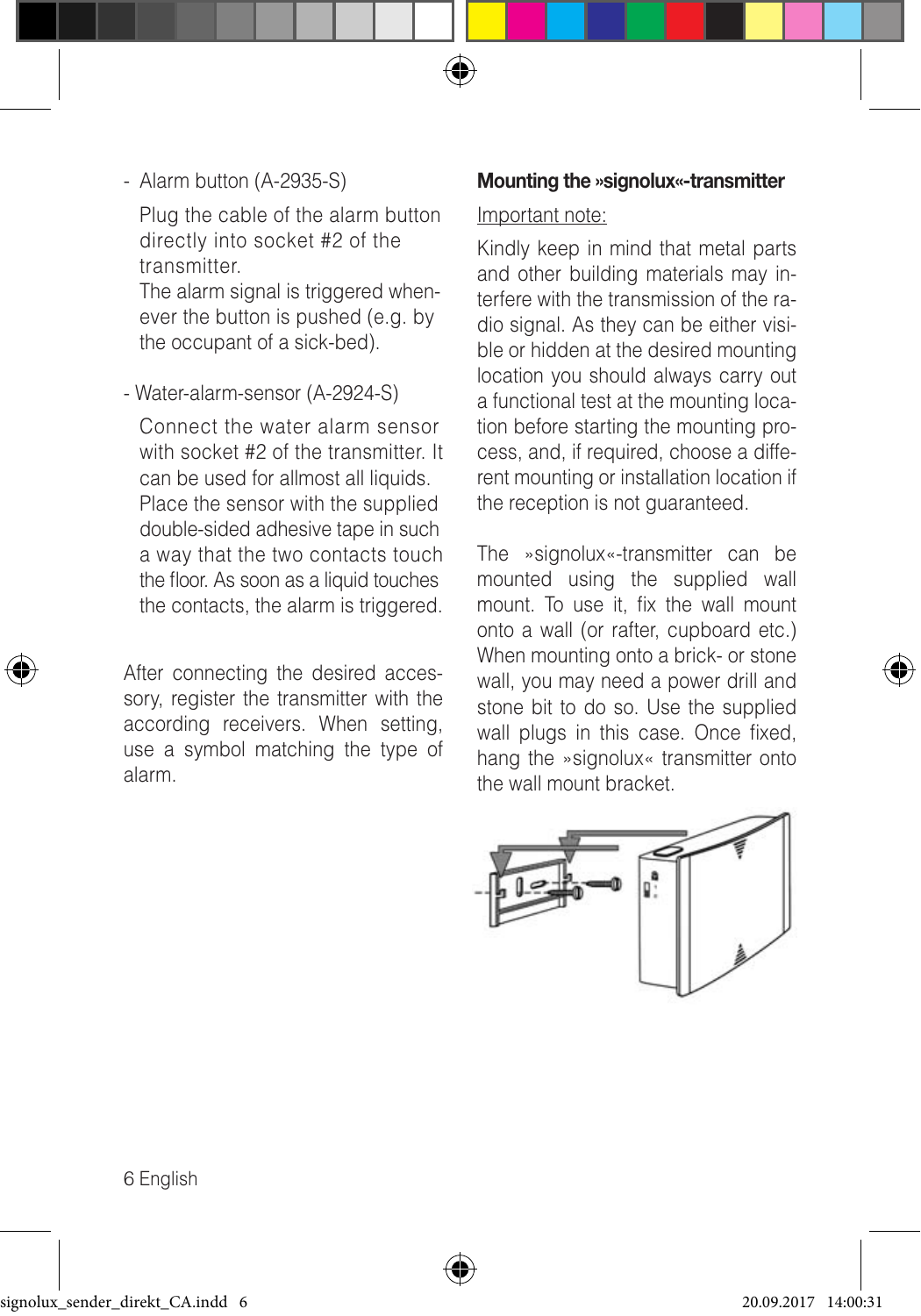- Alarm button (A-2935-S)

  Plug the cable of the alarm button directly into socket #2 of the transmitter.
  The alarm signal is triggered whenever the button is pushed (e.g. by the occupant of a sick-bed).

- Water-alarm-sensor (A-2924-S)

  Connect the water alarm sensor with socket #2 of the transmitter. It can be used for allmost all liquids. Place the sensor with the supplied double-sided adhesive tape in such a way that the two contacts touch the floor. As soon as a liquid touches the contacts, the alarm is triggered.

After connecting the desired accessory, register the transmitter with the according receivers. When setting, use a symbol matching the type of alarm.

**Mounting the »signolux«-transmitter**

Important note:

Kindly keep in mind that metal parts and other building materials may interfere with the transmission of the radio signal. As they can be either visible or hidden at the desired mounting location you should always carry out a functional test at the mounting location before starting the mounting process, and, if required, choose a different mounting or installation location if the reception is not guaranteed.

The »signolux«-transmitter can be mounted using the supplied wall mount. To use it, fix the wall mount onto a wall (or rafter, cupboard etc.) When mounting onto a brick- or stone wall, you may need a power drill and stone bit to do so. Use the supplied wall plugs in this case. Once fixed, hang the »signolux« transmitter onto the wall mount bracket.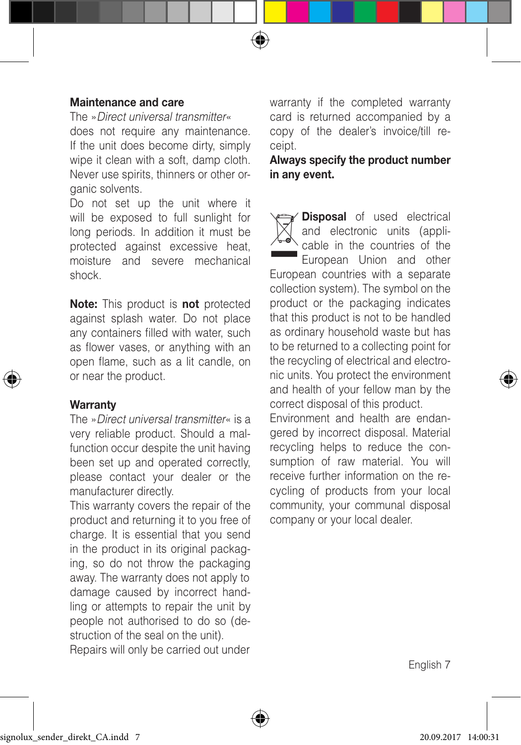## Maintenance and care

The »*Direct universal transmitter*« does not require any maintenance. If the unit does become dirty, simply wipe it clean with a soft, damp cloth. Never use spirits, thinners or other organic solvents.

Do not set up the unit where it will be exposed to full sunlight for long periods. In addition it must be protected against excessive heat, moisture and severe mechanical shock.

**Note:** This product is **not** protected against splash water. Do not place any containers filled with water, such as flower vases, or anything with an open flame, such as a lit candle, on or near the product.

## Warranty

The »*Direct universal transmitter*« is a very reliable product. Should a malfunction occur despite the unit having been set up and operated correctly, please contact your dealer or the manufacturer directly.

This warranty covers the repair of the product and returning it to you free of charge. It is essential that you send in the product in its original packaging, so do not throw the packaging away. The warranty does not apply to damage caused by incorrect handling or attempts to repair the unit by people not authorised to do so (destruction of the seal on the unit).

Repairs will only be carried out under warranty if the completed warranty card is returned accompanied by a copy of the dealer's invoice/till receipt.

**Always specify the product number in any event.**

**Disposal** of used electrical and electronic units (applicable in the countries of the European Union and other European countries with a separate collection system). The symbol on the product or the packaging indicates that this product is not to be handled as ordinary household waste but has to be returned to a collecting point for the recycling of electrical and electronic units. You protect the environment and health of your fellow man by the correct disposal of this product.

Environment and health are endangered by incorrect disposal. Material recycling helps to reduce the consumption of raw material. You will receive further information on the recycling of products from your local community, your communal disposal company or your local dealer.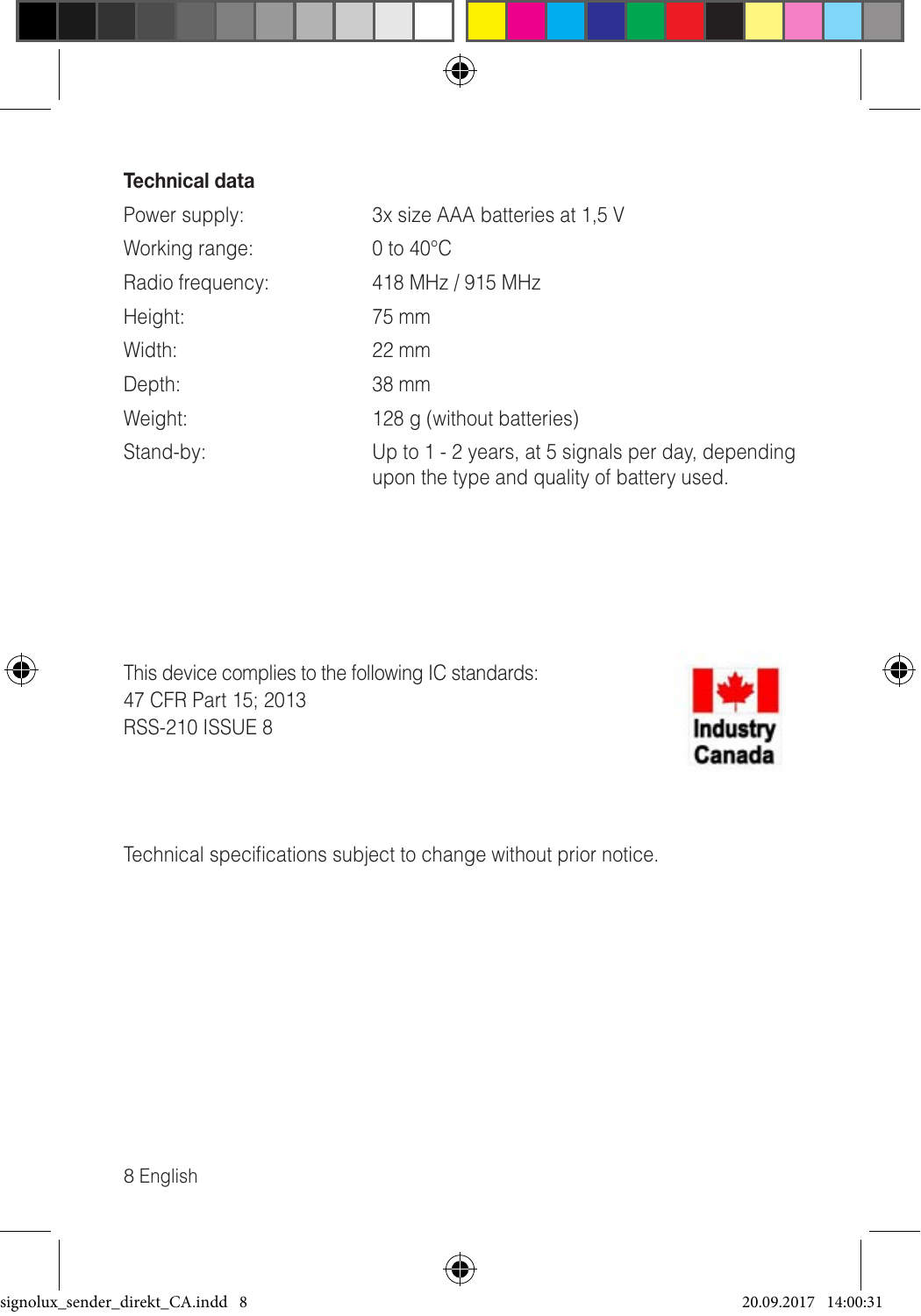**Technical data**

| | |
|---|---|
| Power supply: | 3x size AAA batteries at 1,5 V |
| Working range: | 0 to 40°C |
| Radio frequency: | 418 MHz / 915 MHz |
| Height: | 75 mm |
| Width: | 22 mm |
| Depth: | 38 mm |
| Weight: | 128 g (without batteries) |
| Stand-by: | Up to 1 - 2 years, at 5 signals per day, depending upon the type and quality of battery used. |

This device complies to the following IC standards:
47 CFR Part 15; 2013
RSS-210 ISSUE 8

Industry Canada

Technical specifications subject to change without prior notice.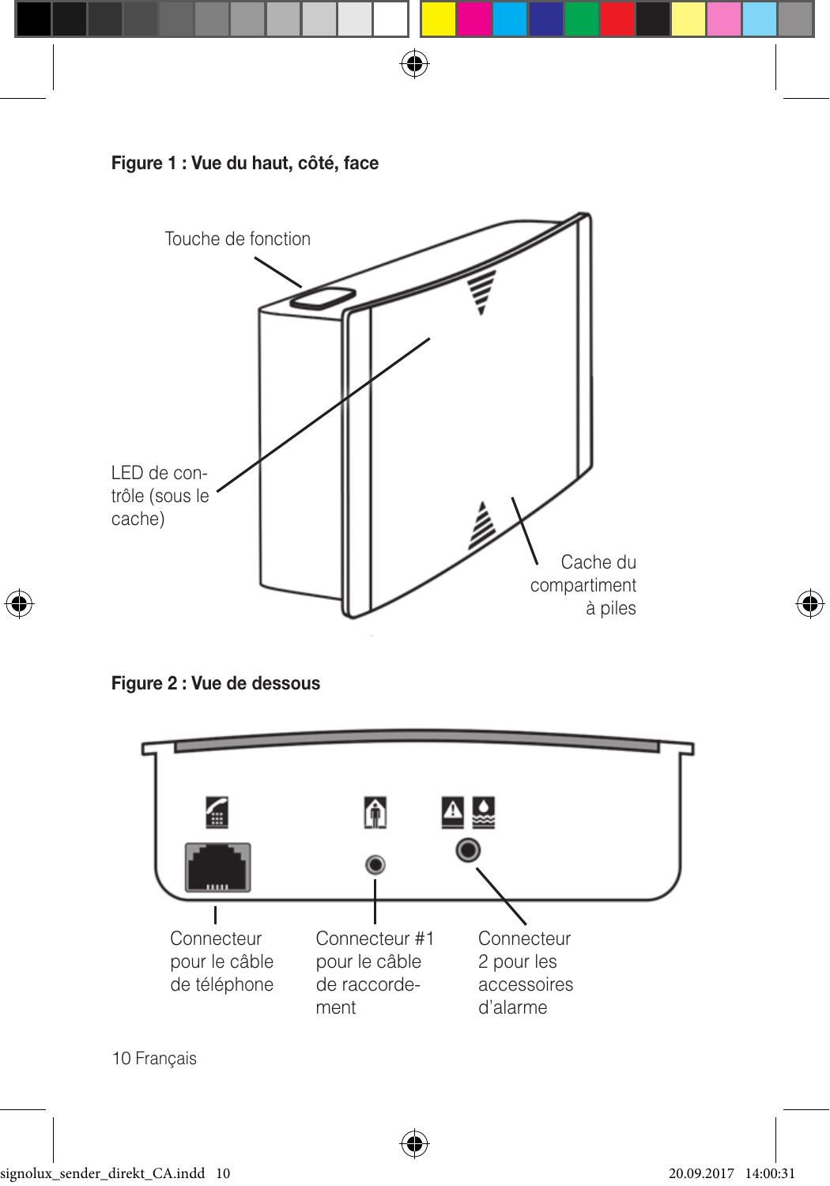**Figure 1 : Vue du haut, côté, face**

Touche de fonction

LED de contrôle (sous le cache)

Cache du compartiment à piles

**Figure 2 : Vue de dessous**

Connecteur pour le câble de téléphone

Connecteur #1 pour le câble de raccordement

Connecteur 2 pour les accessoires d'alarme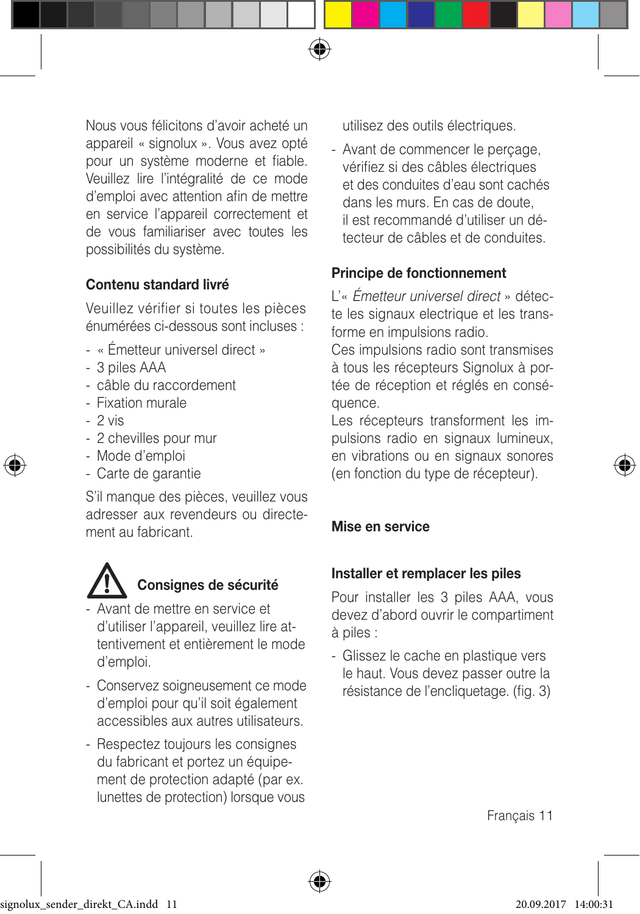Nous vous félicitons d'avoir acheté un appareil « signolux ». Vous avez opté pour un système moderne et fiable. Veuillez lire l'intégralité de ce mode d'emploi avec attention afin de mettre en service l'appareil correctement et de vous familiariser avec toutes les possibilités du système.

**Contenu standard livré**

Veuillez vérifier si toutes les pièces énumérées ci-dessous sont incluses :

- « Émetteur universel direct »
- 3 piles AAA
- câble du raccordement
- Fixation murale
- 2 vis
- 2 chevilles pour mur
- Mode d'emploi
- Carte de garantie

S'il manque des pièces, veuillez vous adresser aux revendeurs ou directement au fabricant.

**Consignes de sécurité**

- Avant de mettre en service et d'utiliser l'appareil, veuillez lire attentivement et entièrement le mode d'emploi.
- Conservez soigneusement ce mode d'emploi pour qu'il soit également accessibles aux autres utilisateurs.
- Respectez toujours les consignes du fabricant et portez un équipement de protection adapté (par ex. lunettes de protection) lorsque vous utilisez des outils électriques.
- Avant de commencer le perçage, vérifiez si des câbles électriques et des conduites d'eau sont cachés dans les murs. En cas de doute, il est recommandé d'utiliser un détecteur de câbles et de conduites.

**Principe de fonctionnement**

L'« *Émetteur universel direct* » détecte les signaux electrique et les transforme en impulsions radio.
Ces impulsions radio sont transmises à tous les récepteurs Signolux à portée de réception et réglés en conséquence.
Les récepteurs transforment les impulsions radio en signaux lumineux, en vibrations ou en signaux sonores (en fonction du type de récepteur).

**Mise en service**

**Installer et remplacer les piles**

Pour installer les 3 piles AAA, vous devez d'abord ouvrir le compartiment à piles :

- Glissez le cache en plastique vers le haut. Vous devez passer outre la résistance de l'encliquetage. (fig. 3)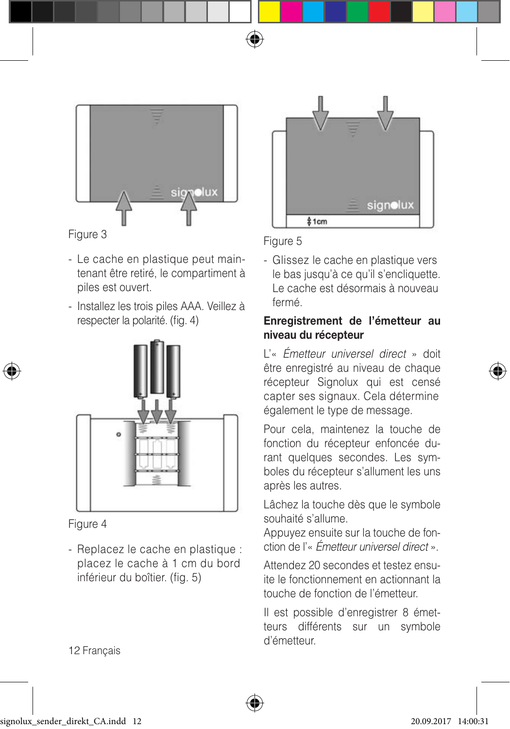Figure 3

- Le cache en plastique peut maintenant être retiré, le compartiment à piles est ouvert.
- Installez les trois piles AAA. Veillez à respecter la polarité. (fig. 4)

Figure 4

- Replacez le cache en plastique : placez le cache à 1 cm du bord inférieur du boîtier. (fig. 5)

Figure 5

- Glissez le cache en plastique vers le bas jusqu'à ce qu'il s'encliquette. Le cache est désormais à nouveau fermé.

**Enregistrement de l'émetteur au niveau du récepteur**

L'« *Émetteur universel direct* » doit être enregistré au niveau de chaque récepteur Signolux qui est censé capter ses signaux. Cela détermine également le type de message.

Pour cela, maintenez la touche de fonction du récepteur enfoncée durant quelques secondes. Les symboles du récepteur s'allument les uns après les autres.

Lâchez la touche dès que le symbole souhaité s'allume.
Appuyez ensuite sur la touche de fonction de l'« *Émetteur universel direct* ».

Attendez 20 secondes et testez ensuite le fonctionnement en actionnant la touche de fonction de l'émetteur.

Il est possible d'enregistrer 8 émetteurs différents sur un symbole d'émetteur.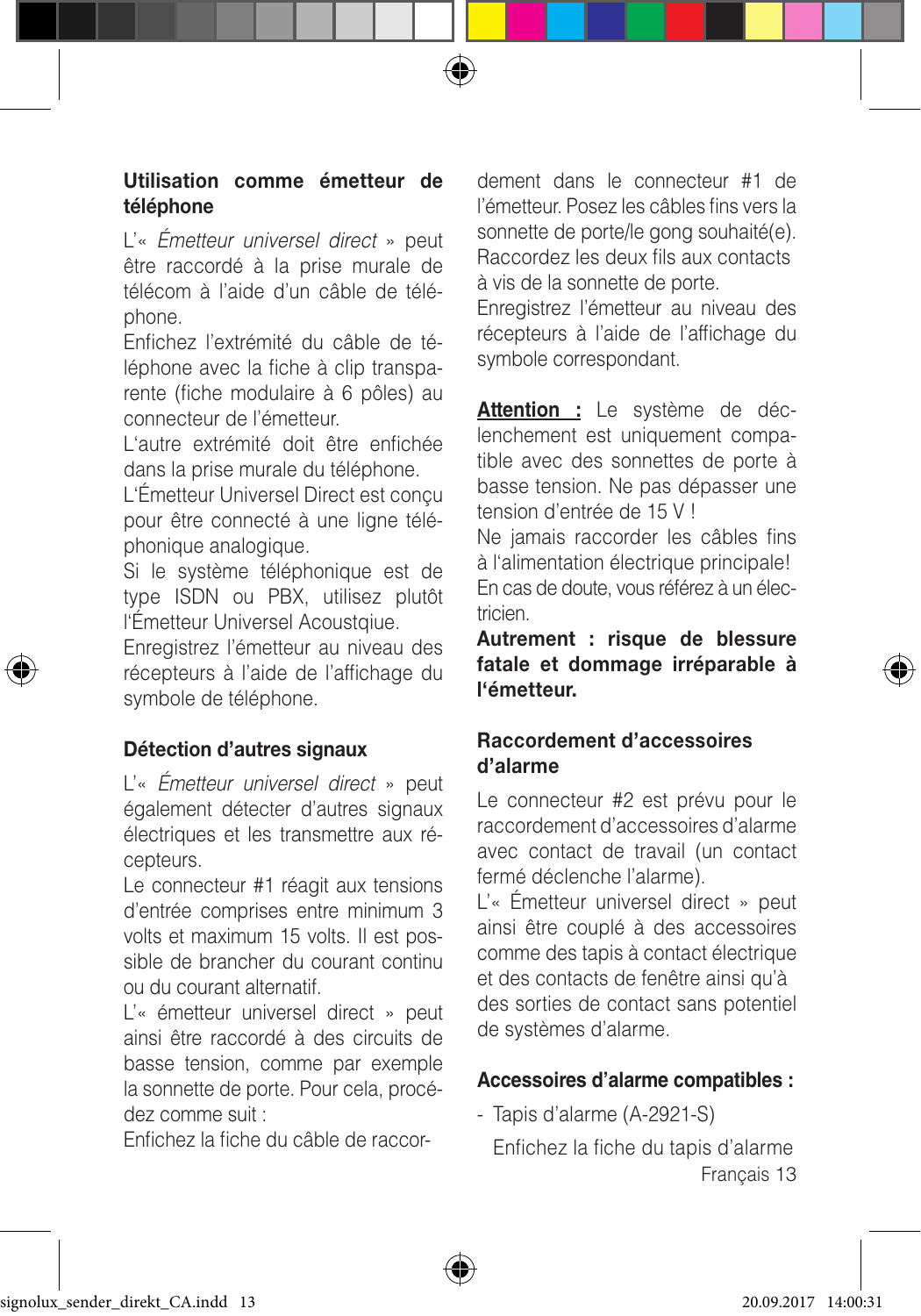### Utilisation comme émetteur de téléphone

L'« *Émetteur universel direct* » peut être raccordé à la prise murale de télécom à l'aide d'un câble de téléphone.
Enfichez l'extrémité du câble de téléphone avec la fiche à clip transparente (fiche modulaire à 6 pôles) au connecteur de l'émetteur.
L'autre extrémité doit être enfichée dans la prise murale du téléphone.
L'Émetteur Universel Direct est conçu pour être connecté à une ligne téléphonique analogique.
Si le système téléphonique est de type ISDN ou PBX, utilisez plutôt l'Émetteur Universel Acoustqiue.
Enregistrez l'émetteur au niveau des récepteurs à l'aide de l'affichage du symbole de téléphone.

### Détection d'autres signaux

L'« *Émetteur universel direct* » peut également détecter d'autres signaux électriques et les transmettre aux récepteurs.
Le connecteur #1 réagit aux tensions d'entrée comprises entre minimum 3 volts et maximum 15 volts. Il est possible de brancher du courant continu ou du courant alternatif.
L'« émetteur universel direct » peut ainsi être raccordé à des circuits de basse tension, comme par exemple la sonnette de porte. Pour cela, procédez comme suit :
Enfichez la fiche du câble de raccordement dans le connecteur #1 de l'émetteur. Posez les câbles fins vers la sonnette de porte/le gong souhaité(e).
Raccordez les deux fils aux contacts à vis de la sonnette de porte.
Enregistrez l'émetteur au niveau des récepteurs à l'aide de l'affichage du symbole correspondant.

**Attention :** Le système de déclenchement est uniquement compatible avec des sonnettes de porte à basse tension. Ne pas dépasser une tension d'entrée de 15 V !
Ne jamais raccorder les câbles fins à l'alimentation électrique principale!
En cas de doute, vous référez à un électricien.
**Autrement : risque de blessure fatale et dommage irréparable à l'émetteur.**

### Raccordement d'accessoires d'alarme

Le connecteur #2 est prévu pour le raccordement d'accessoires d'alarme avec contact de travail (un contact fermé déclenche l'alarme).
L'« Émetteur universel direct » peut ainsi être couplé à des accessoires comme des tapis à contact électrique et des contacts de fenêtre ainsi qu'à des sorties de contact sans potentiel de systèmes d'alarme.

### Accessoires d'alarme compatibles :

- Tapis d'alarme (A-2921-S)

  Enfichez la fiche du tapis d'alarme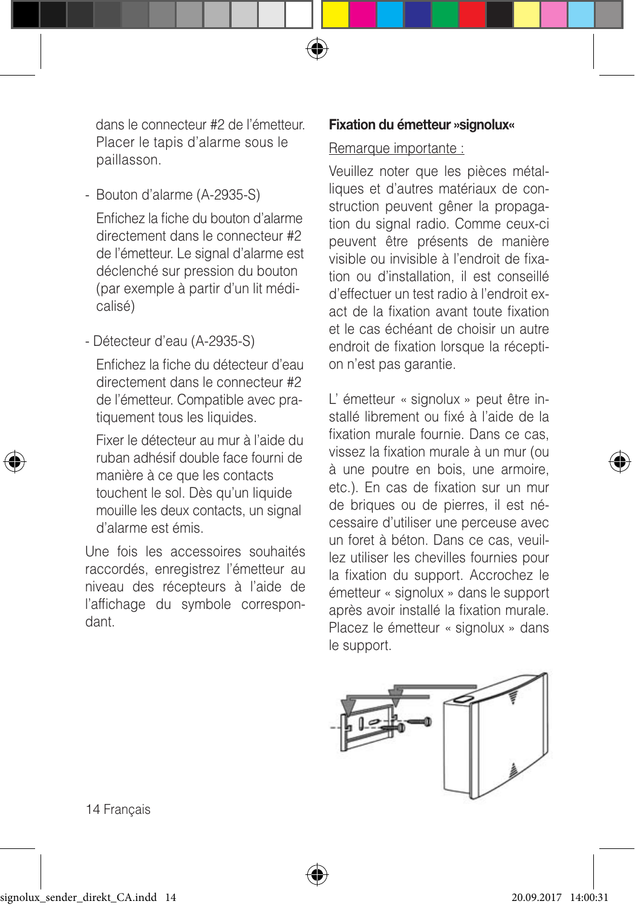dans le connecteur #2 de l'émetteur. Placer le tapis d'alarme sous le paillasson.

- Bouton d'alarme (A-2935-S)

  Enfichez la fiche du bouton d'alarme directement dans le connecteur #2 de l'émetteur. Le signal d'alarme est déclenché sur pression du bouton (par exemple à partir d'un lit médicalisé)

- Détecteur d'eau (A-2935-S)

  Enfichez la fiche du détecteur d'eau directement dans le connecteur #2 de l'émetteur. Compatible avec pratiquement tous les liquides.

  Fixer le détecteur au mur à l'aide du ruban adhésif double face fourni de manière à ce que les contacts touchent le sol. Dès qu'un liquide mouille les deux contacts, un signal d'alarme est émis.

Une fois les accessoires souhaités raccordés, enregistrez l'émetteur au niveau des récepteurs à l'aide de l'affichage du symbole correspondant.

**Fixation du émetteur »signolux«**

Remarque importante :

Veuillez noter que les pièces métalliques et d'autres matériaux de construction peuvent gêner la propagation du signal radio. Comme ceux-ci peuvent être présents de manière visible ou invisible à l'endroit de fixation ou d'installation, il est conseillé d'effectuer un test radio à l'endroit exact de la fixation avant toute fixation et le cas échéant de choisir un autre endroit de fixation lorsque la réception n'est pas garantie.

L' émetteur « signolux » peut être installé librement ou fixé à l'aide de la fixation murale fournie. Dans ce cas, vissez la fixation murale à un mur (ou à une poutre en bois, une armoire, etc.). En cas de fixation sur un mur de briques ou de pierres, il est nécessaire d'utiliser une perceuse avec un foret à béton. Dans ce cas, veuillez utiliser les chevilles fournies pour la fixation du support. Accrochez le émetteur « signolux » dans le support après avoir installé la fixation murale. Placez le émetteur « signolux » dans le support.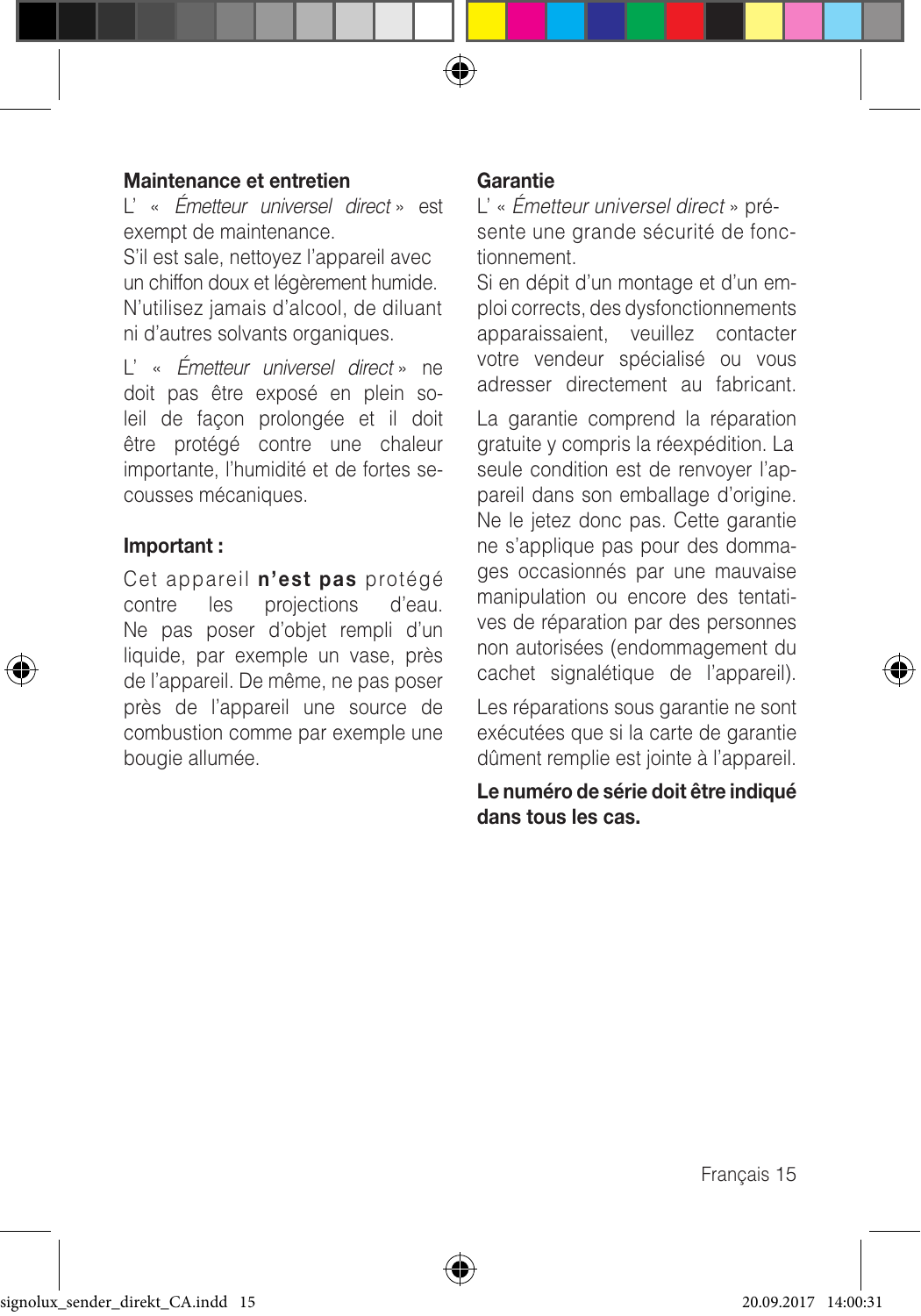## Maintenance et entretien

L' « *Émetteur universel direct* » est exempt de maintenance.

S'il est sale, nettoyez l'appareil avec un chiffon doux et légèrement humide. N'utilisez jamais d'alcool, de diluant ni d'autres solvants organiques.

L' « *Émetteur universel direct* » ne doit pas être exposé en plein soleil de façon prolongée et il doit être protégé contre une chaleur importante, l'humidité et de fortes secousses mécaniques.

## Important :

Cet appareil **n'est pas** protégé contre les projections d'eau. Ne pas poser d'objet rempli d'un liquide, par exemple un vase, près de l'appareil. De même, ne pas poser près de l'appareil une source de combustion comme par exemple une bougie allumée.

## Garantie

L' « *Émetteur universel direct* » présente une grande sécurité de fonctionnement.

Si en dépit d'un montage et d'un emploi corrects, des dysfonctionnements apparaissaient, veuillez contacter votre vendeur spécialisé ou vous adresser directement au fabricant.

La garantie comprend la réparation gratuite y compris la réexpédition. La seule condition est de renvoyer l'appareil dans son emballage d'origine. Ne le jetez donc pas. Cette garantie ne s'applique pas pour des dommages occasionnés par une mauvaise manipulation ou encore des tentatives de réparation par des personnes non autorisées (endommagement du cachet signalétique de l'appareil).

Les réparations sous garantie ne sont exécutées que si la carte de garantie dûment remplie est jointe à l'appareil.

**Le numéro de série doit être indiqué dans tous les cas.**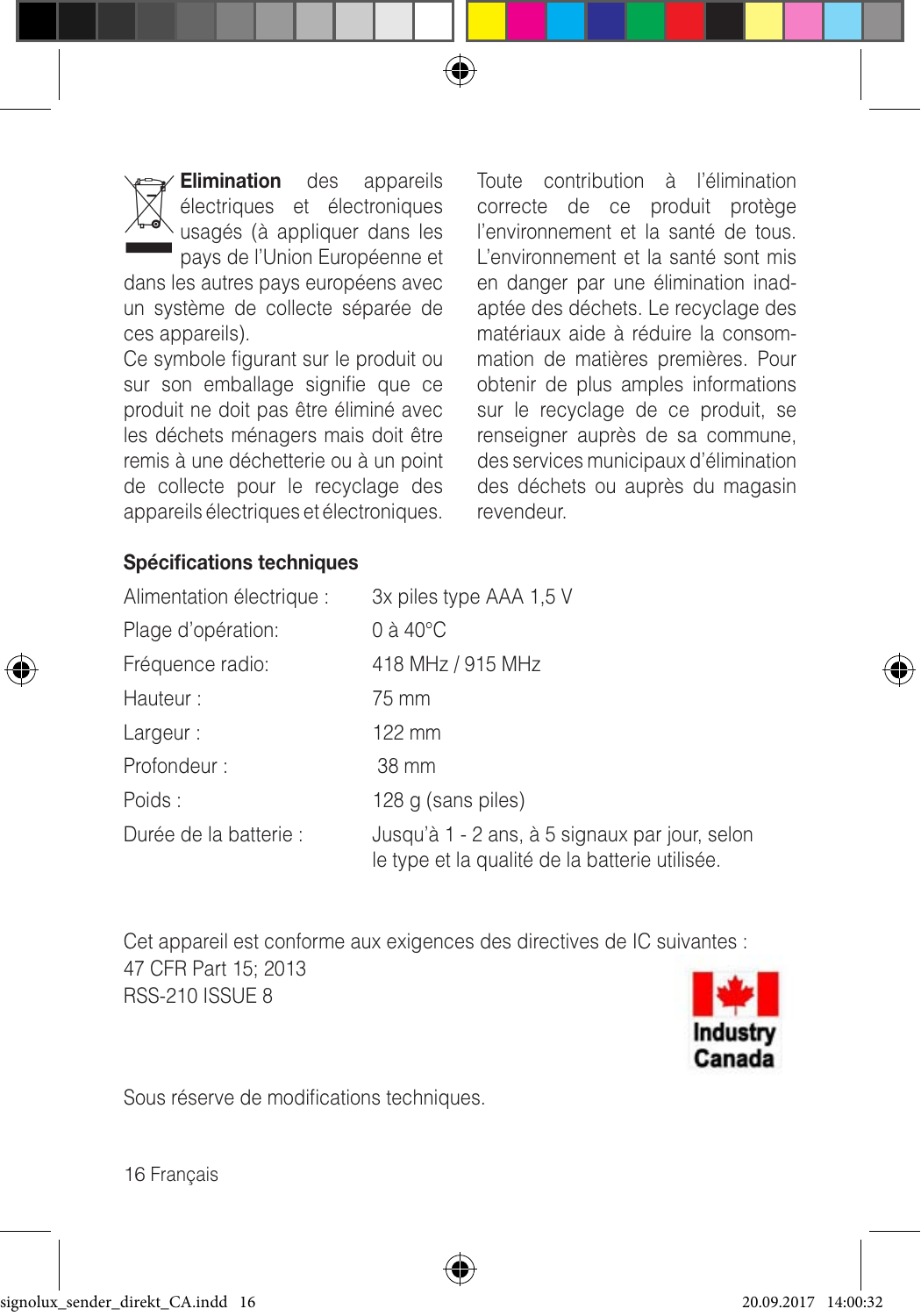**Elimination** des appareils électriques et électroniques usagés (à appliquer dans les pays de l'Union Européenne et dans les autres pays européens avec un système de collecte séparée de ces appareils).
Ce symbole figurant sur le produit ou sur son emballage signifie que ce produit ne doit pas être éliminé avec les déchets ménagers mais doit être remis à une déchetterie ou à un point de collecte pour le recyclage des appareils électriques et électroniques.

Toute contribution à l'élimination correcte de ce produit protège l'environnement et la santé de tous. L'environnement et la santé sont mis en danger par une élimination inadaptée des déchets. Le recyclage des matériaux aide à réduire la consommation de matières premières. Pour obtenir de plus amples informations sur le recyclage de ce produit, se renseigner auprès de sa commune, des services municipaux d'élimination des déchets ou auprès du magasin revendeur.

**Spécifications techniques**

| | |
|---|---|
| Alimentation électrique : | 3x piles type AAA 1,5 V |
| Plage d'opération: | 0 à 40°C |
| Fréquence radio: | 418 MHz / 915 MHz |
| Hauteur : | 75 mm |
| Largeur : | 122 mm |
| Profondeur : | 38 mm |
| Poids : | 128 g (sans piles) |
| Durée de la batterie : | Jusqu'à 1 - 2 ans, à 5 signaux par jour, selon le type et la qualité de la batterie utilisée. |

Cet appareil est conforme aux exigences des directives de IC suivantes :
47 CFR Part 15; 2013
RSS-210 ISSUE 8

Industry Canada

Sous réserve de modifications techniques.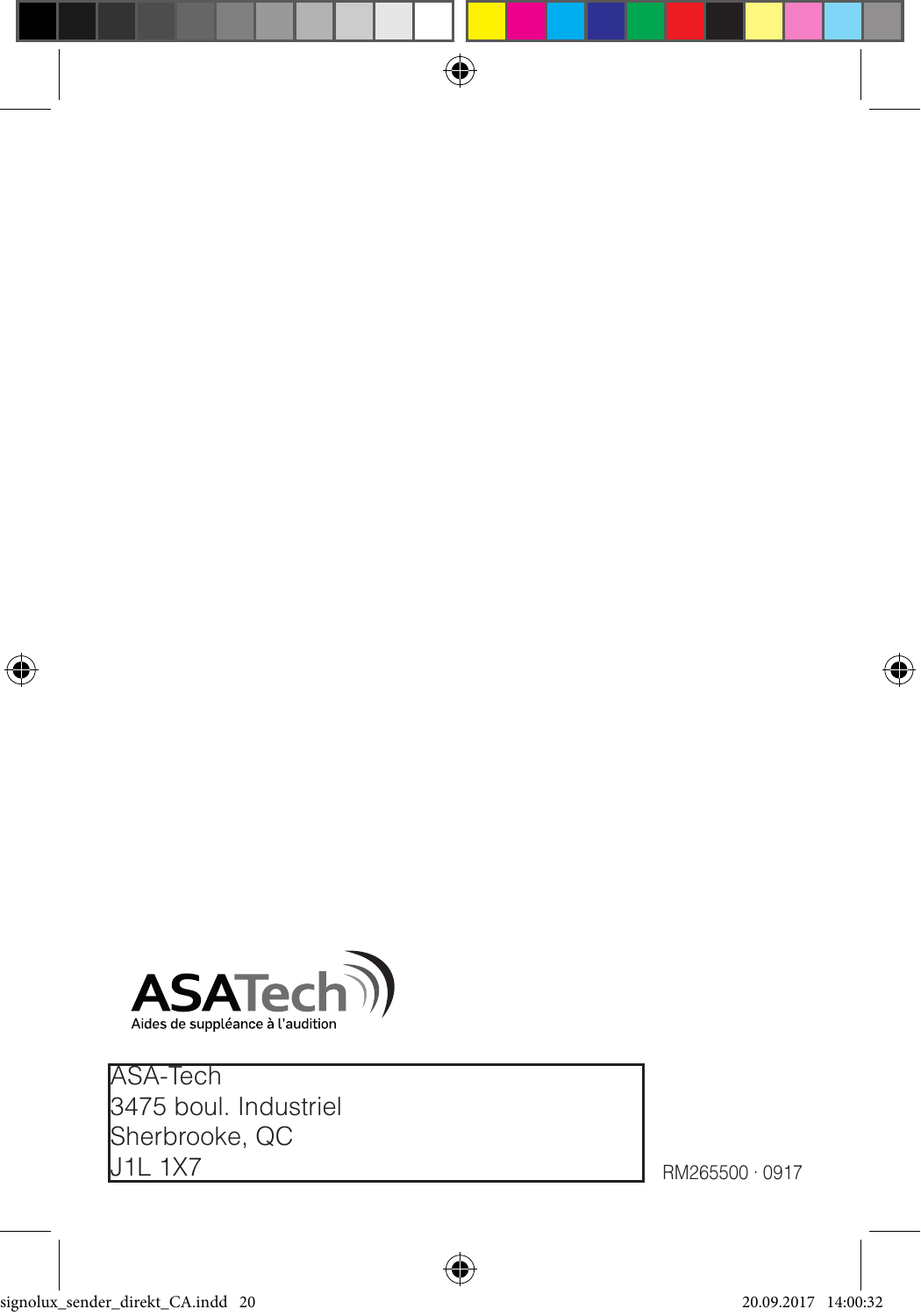ASATech

Aides de suppléance à l'audition

ASA-Tech
3475 boul. Industriel
Sherbrooke, QC
J1L 1X7

RM265500 · 0917